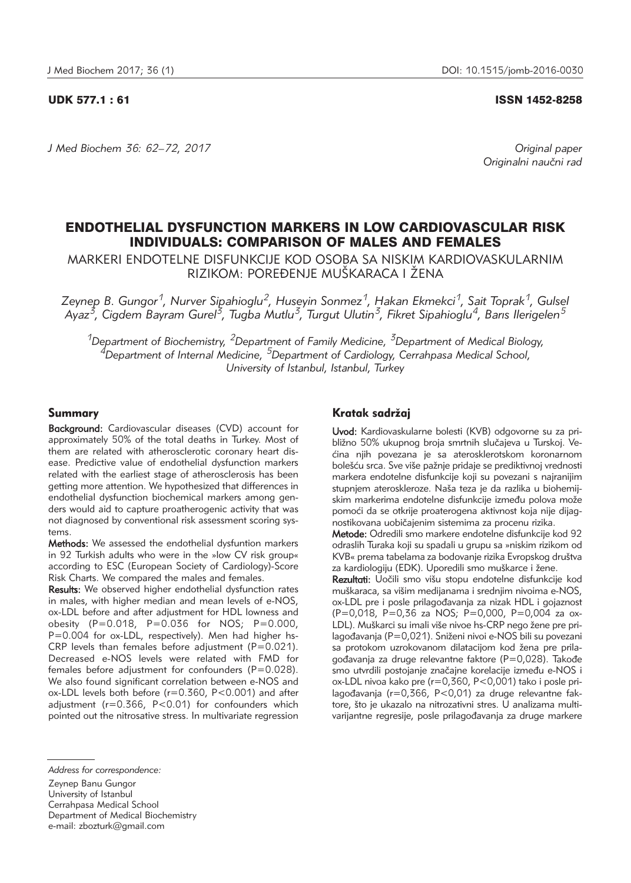UDK 577.1 : 61 ISSN 1452-8258

*J Med Biochem 36: 62–72, 2017*

*Original paper*
*Originalni naučni rad*

# ENDOTHELIAL DYSFUNCTION MARKERS IN LOW CARDIOVASCULAR RISK INDIVIDUALS: COMPARISON OF MALES AND FEMALES

MARKERI ENDOTELNE DISFUNKCIJE KOD OSOBA SA NISKIM KARDIOVASKULARNIM RIZIKOM: POREĐENJE MUŠKARACA I ŽENA

*Zeynep B. Gungor[1], Nurver Sipahioglu[2], Huseyin Sonmez[1], Hakan Ekmekci[1], Sait Toprak[1], Gulsel Ayaz[3], Cigdem Bayram Gurel[3], Tugba Mutlu[3], Turgut Ulutin[3], Fikret Sipahioglu[4], Barıs Ilerigelen[5]*

*[1]Department of Biochemistry, [2]Department of Family Medicine, [3]Department of Medical Biology, [4]Department of Internal Medicine, [5]Department of Cardiology, Cerrahpasa Medical School, University of Istanbul, Istanbul, Turkey*

## Summary

**Background:** Cardiovascular diseases (CVD) account for approximately 50% of the total deaths in Turkey. Most of them are related with atherosclerotic coronary heart disease. Predictive value of endothelial dysfunction markers related with the earliest stage of atherosclerosis has been getting more attention. We hypothesized that differences in endothelial dysfunction biochemical markers among genders would aid to capture proatherogenic activity that was not diagnosed by conventional risk assessment scoring systems.

**Methods:** We assessed the endothelial dysfuntion markers in 92 Turkish adults who were in the »low CV risk group« according to ESC (European Society of Cardiology)-Score Risk Charts. We compared the males and females.

**Results:** We observed higher endothelial dysfunction rates in males, with higher median and mean levels of e-NOS, ox-LDL before and after adjustment for HDL lowness and obesity (P=0.018, P=0.036 for NOS; P=0.000, P=0.004 for ox-LDL, respectively). Men had higher hs-CRP levels than females before adjustment (P=0.021). Decreased e-NOS levels were related with FMD for females before adjustment for confounders (P=0.028). We also found significant correlation between e-NOS and ox-LDL levels both before (r=0.360, P<0.001) and after adjustment (r=0.366, P<0.01) for confounders which pointed out the nitrosative stress. In multivariate regression

## Kratak sadržaj

**Uvod:** Kardiovaskularne bolesti (KVB) odgovorne su za približno 50% ukupnog broja smrtnih slučajeva u Turskoj. Većina njih povezana je sa aterosklerotskom koronarnom bolešću srca. Sve više pažnje pridaje se prediktivnoj vrednosti markera endotelne disfunkcije koji su povezani s najranijim stupnjem ateroskleroze. Naša teza je da razlika u biohemijskim markerima endotelne disfunkcije između polova može pomoći da se otkrije proaterogena aktivnost koja nije dijagnostikovana uobičajenim sistemima za procenu rizika.

**Metode:** Odredili smo markere endotelne disfunkcije kod 92 odraslih Turaka koji su spadali u grupu sa »niskim rizikom od KVB« prema tabelama za bodovanje rizika Evropskog društva za kardiologiju (EDK). Uporedili smo muškarce i žene.

**Rezultati:** Uočili smo višu stopu endotelne disfunkcije kod muškaraca, sa višim medijanama i srednjim nivoima e-NOS, ox-LDL pre i posle prilagođavanja za nizak HDL i gojaznost (P=0,018, P=0,36 za NOS; P=0,000, P=0,004 za ox-LDL). Muškarci su imali više nivoe hs-CRP nego žene pre prilagođavanja (P=0,021). Sniženi nivoi e-NOS bili su povezani sa protokom uzrokovanom dilatacijom kod žena pre prilagođavanja za druge relevantne faktore (P=0,028). Takođe smo utvrdili postojanje značajne korelacije između e-NOS i ox-LDL nivoa kako pre (r=0,360, P<0,001) tako i posle prilagođavanja (r=0,366, P<0,01) za druge relevantne faktore, što je ukazalo na nitrozativni stres. U analizama multivarijantne regresije, posle prilagođavanja za druge markere

*Address for correspondence:*

Zeynep Banu Gungor
University of Istanbul
Cerrahpasa Medical School
Department of Medical Biochemistry
e-mail: zbozturk@gmail.com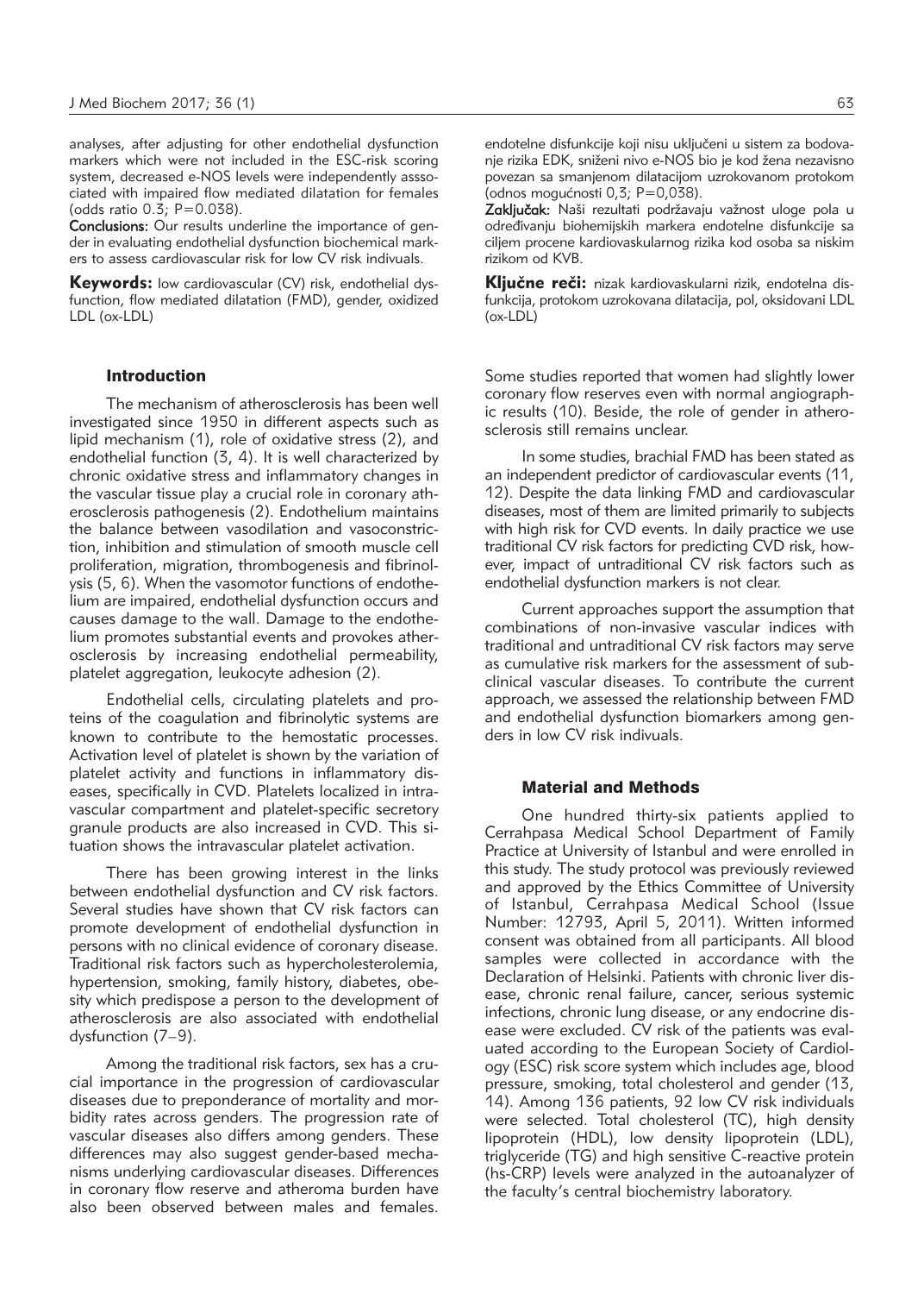analyses, after adjusting for other endothelial dysfunction markers which were not included in the ESC-risk scoring system, decreased e-NOS levels were independently asssociated with impaired flow mediated dilatation for females (odds ratio 0.3; P=0.038).

**Conclusions:** Our results underline the importance of gender in evaluating endothelial dysfunction biochemical markers to assess cardiovascular risk for low CV risk indivuals.

**Keywords:** low cardiovascular (CV) risk, endothelial dysfunction, flow mediated dilatation (FMD), gender, oxidized LDL (ox-LDL)

endotelne disfunkcije koji nisu uključeni u sistem za bodovanje rizika EDK, sniženi nivo e-NOS bio je kod žena nezavisno povezan sa smanjenom dilatacijom uzrokovanom protokom (odnos mogućnosti 0,3; P=0,038).

**Zaključak:** Naši rezultati podržavaju važnost uloge pola u određivanju biohemijskih markera endotelne disfunkcije sa ciljem procene kardiovaskularnog rizika kod osoba sa niskim rizikom od KVB.

**Ključne reči:** nizak kardiovaskularni rizik, endotelna disfunkcija, protokom uzrokovana dilatacija, pol, oksidovani LDL (ox-LDL)

## Introduction

The mechanism of atherosclerosis has been well investigated since 1950 in different aspects such as lipid mechanism (1), role of oxidative stress (2), and endothelial function (3, 4). It is well characterized by chronic oxidative stress and inflammatory changes in the vascular tissue play a crucial role in coronary atherosclerosis pathogenesis (2). Endothelium maintains the balance between vasodilation and vasoconstriction, inhibition and stimulation of smooth muscle cell proliferation, migration, thrombogenesis and fibrinolysis (5, 6). When the vasomotor functions of endothelium are impaired, endothelial dysfunction occurs and causes damage to the wall. Damage to the endothelium promotes substantial events and provokes atherosclerosis by increasing endothelial permeability, platelet aggregation, leukocyte adhesion (2).

Endothelial cells, circulating platelets and proteins of the coagulation and fibrinolytic systems are known to contribute to the hemostatic processes. Activation level of platelet is shown by the variation of platelet activity and functions in inflammatory diseases, specifically in CVD. Platelets localized in intravascular compartment and platelet-specific secretory granule products are also increased in CVD. This situation shows the intravascular platelet activation.

There has been growing interest in the links between endothelial dysfunction and CV risk factors. Several studies have shown that CV risk factors can promote development of endothelial dysfunction in persons with no clinical evidence of coronary disease. Traditional risk factors such as hypercholesterolemia, hypertension, smoking, family history, diabetes, obesity which predispose a person to the development of atherosclerosis are also associated with endothelial dysfunction (7–9).

Among the traditional risk factors, sex has a crucial importance in the progression of cardiovascular diseases due to preponderance of mortality and morbidity rates across genders. The progression rate of vascular diseases also differs among genders. These differences may also suggest gender-based mechanisms underlying cardiovascular diseases. Differences in coronary flow reserve and atheroma burden have also been observed between males and females. Some studies reported that women had slightly lower coronary flow reserves even with normal angiographic results (10). Beside, the role of gender in atherosclerosis still remains unclear.

In some studies, brachial FMD has been stated as an independent predictor of cardiovascular events (11, 12). Despite the data linking FMD and cardiovascular diseases, most of them are limited primarily to subjects with high risk for CVD events. In daily practice we use traditional CV risk factors for predicting CVD risk, however, impact of untraditional CV risk factors such as endothelial dysfunction markers is not clear.

Current approaches support the assumption that combinations of non-invasive vascular indices with traditional and untraditional CV risk factors may serve as cumulative risk markers for the assessment of subclinical vascular diseases. To contribute the current approach, we assessed the relationship between FMD and endothelial dysfunction biomarkers among genders in low CV risk indivuals.

## Material and Methods

One hundred thirty-six patients applied to Cerrahpasa Medical School Department of Family Practice at University of Istanbul and were enrolled in this study. The study protocol was previously reviewed and approved by the Ethics Committee of University of Istanbul, Cerrahpasa Medical School (Issue Number: 12793, April 5, 2011). Written informed consent was obtained from all participants. All blood samples were collected in accordance with the Declaration of Helsinki. Patients with chronic liver disease, chronic renal failure, cancer, serious systemic infections, chronic lung disease, or any endocrine disease were excluded. CV risk of the patients was evaluated according to the European Society of Cardiology (ESC) risk score system which includes age, blood pressure, smoking, total cholesterol and gender (13, 14). Among 136 patients, 92 low CV risk individuals were selected. Total cholesterol (TC), high density lipoprotein (HDL), low density lipoprotein (LDL), triglyceride (TG) and high sensitive C-reactive protein (hs-CRP) levels were analyzed in the autoanalyzer of the faculty's central biochemistry laboratory.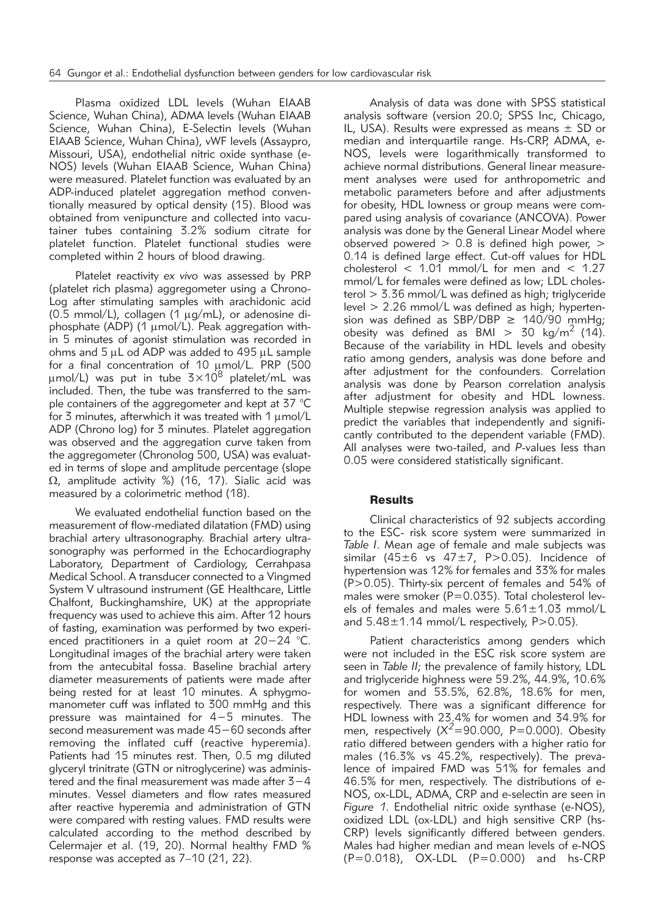Plasma oxidized LDL levels (Wuhan EIAAB Science, Wuhan China), ADMA levels (Wuhan EIAAB Science, Wuhan China), E-Selectin levels (Wuhan EIAAB Science, Wuhan China), vWF levels (Assaypro, Missouri, USA), endothelial nitric oxide synthase (e-NOS) levels (Wuhan EIAAB Science, Wuhan China) were measured. Platelet function was evaluated by an ADP-induced platelet aggregation method conventionally measured by optical density (15). Blood was obtained from venipuncture and collected into vacutainer tubes containing 3.2% sodium citrate for platelet function. Platelet functional studies were completed within 2 hours of blood drawing.

Platelet reactivity *ex vivo* was assessed by PRP (platelet rich plasma) aggregometer using a Chrono-Log after stimulating samples with arachidonic acid (0.5 mmol/L), collagen (1 μg/mL), or adenosine diphosphate (ADP) (1 μmol/L). Peak aggregation within 5 minutes of agonist stimulation was recorded in ohms and 5 μL od ADP was added to 495 μL sample for a final concentration of 10 μmol/L. PRP (500 μmol/L) was put in tube $3 \times 10^8$ platelet/mL was included. Then, the tube was transferred to the sample containers of the aggregometer and kept at 37 °C for 3 minutes, afterwhich it was treated with 1 μmol/L ADP (Chrono log) for 3 minutes. Platelet aggregation was observed and the aggregation curve taken from the aggregometer (Chronolog 500, USA) was evaluated in terms of slope and amplitude percentage (slope Ω, amplitude activity %) (16, 17). Sialic acid was measured by a colorimetric method (18).

We evaluated endothelial function based on the measurement of flow-mediated dilatation (FMD) using brachial artery ultrasonography. Brachial artery ultrasonography was performed in the Echocardiography Laboratory, Department of Cardiology, Cerrahpasa Medical School. A transducer connected to a Vingmed System V ultrasound instrument (GE Healthcare, Little Chalfont, Buckinghamshire, UK) at the appropriate frequency was used to achieve this aim. After 12 hours of fasting, examination was performed by two experienced practitioners in a quiet room at 20−24 °C. Longitudinal images of the brachial artery were taken from the antecubital fossa. Baseline brachial artery diameter measurements of patients were made after being rested for at least 10 minutes. A sphygmomanometer cuff was inflated to 300 mmHg and this pressure was maintained for 4−5 minutes. The second measurement was made 45−60 seconds after removing the inflated cuff (reactive hyperemia). Patients had 15 minutes rest. Then, 0.5 mg diluted glyceryl trinitrate (GTN or nitroglycerine) was administered and the final measurement was made after 3−4 minutes. Vessel diameters and flow rates measured after reactive hyperemia and administration of GTN were compared with resting values. FMD results were calculated according to the method described by Celermajer et al. (19, 20). Normal healthy FMD % response was accepted as 7–10 (21, 22).

Analysis of data was done with SPSS statistical analysis software (version 20.0; SPSS Inc, Chicago, IL, USA). Results were expressed as means ± SD or median and interquartile range. Hs-CRP, ADMA, e-NOS, levels were logarithmically transformed to achieve normal distributions. General linear measurement analyses were used for anthropometric and metabolic parameters before and after adjustments for obesity, HDL lowness or group means were compared using analysis of covariance (ANCOVA). Power analysis was done by the General Linear Model where observed powered > 0.8 is defined high power, > 0.14 is defined large effect. Cut-off values for HDL cholesterol < 1.01 mmol/L for men and < 1.27 mmol/L for females were defined as low; LDL cholesterol > 3.36 mmol/L was defined as high; triglyceride level > 2.26 mmol/L was defined as high; hypertension was defined as SBP/DBP ≥ 140/90 mmHg; obesity was defined as BMI > 30 kg/m$^2$ (14). Because of the variability in HDL levels and obesity ratio among genders, analysis was done before and after adjustment for the confounders. Correlation analysis was done by Pearson correlation analysis after adjustment for obesity and HDL lowness. Multiple stepwise regression analysis was applied to predict the variables that independently and significantly contributed to the dependent variable (FMD). All analyses were two-tailed, and *P*-values less than 0.05 were considered statistically significant.

## Results

Clinical characteristics of 92 subjects according to the ESC- risk score system were summarized in *Table I*. Mean age of female and male subjects was similar (45±6 vs 47±7, P>0.05). Incidence of hypertension was 12% for females and 33% for males (P>0.05). Thirty-six percent of females and 54% of males were smoker (P=0.035). Total cholesterol levels of females and males were 5.61±1.03 mmol/L and 5.48±1.14 mmol/L respectively, P>0.05).

Patient characteristics among genders which were not included in the ESC risk score system are seen in *Table II*; the prevalence of family history, LDL and triglyceride highness were 59.2%, 44.9%, 10.6% for women and 53.5%, 62.8%, 18.6% for men, respectively. There was a significant difference for HDL lowness with 23.4% for women and 34.9% for men, respectively ($X^2$=90.000, P=0.000). Obesity ratio differed between genders with a higher ratio for males (16.3% vs 45.2%, respectively). The prevalence of impaired FMD was 51% for females and 46.5% for men, respectively. The distributions of e-NOS, ox-LDL, ADMA, CRP and e-selectin are seen in *Figure 1*. Endothelial nitric oxide synthase (e-NOS), oxidized LDL (ox-LDL) and high sensitive CRP (hs-CRP) levels significantly differed between genders. Males had higher median and mean levels of e-NOS (P=0.018), OX-LDL (P=0.000) and hs-CRP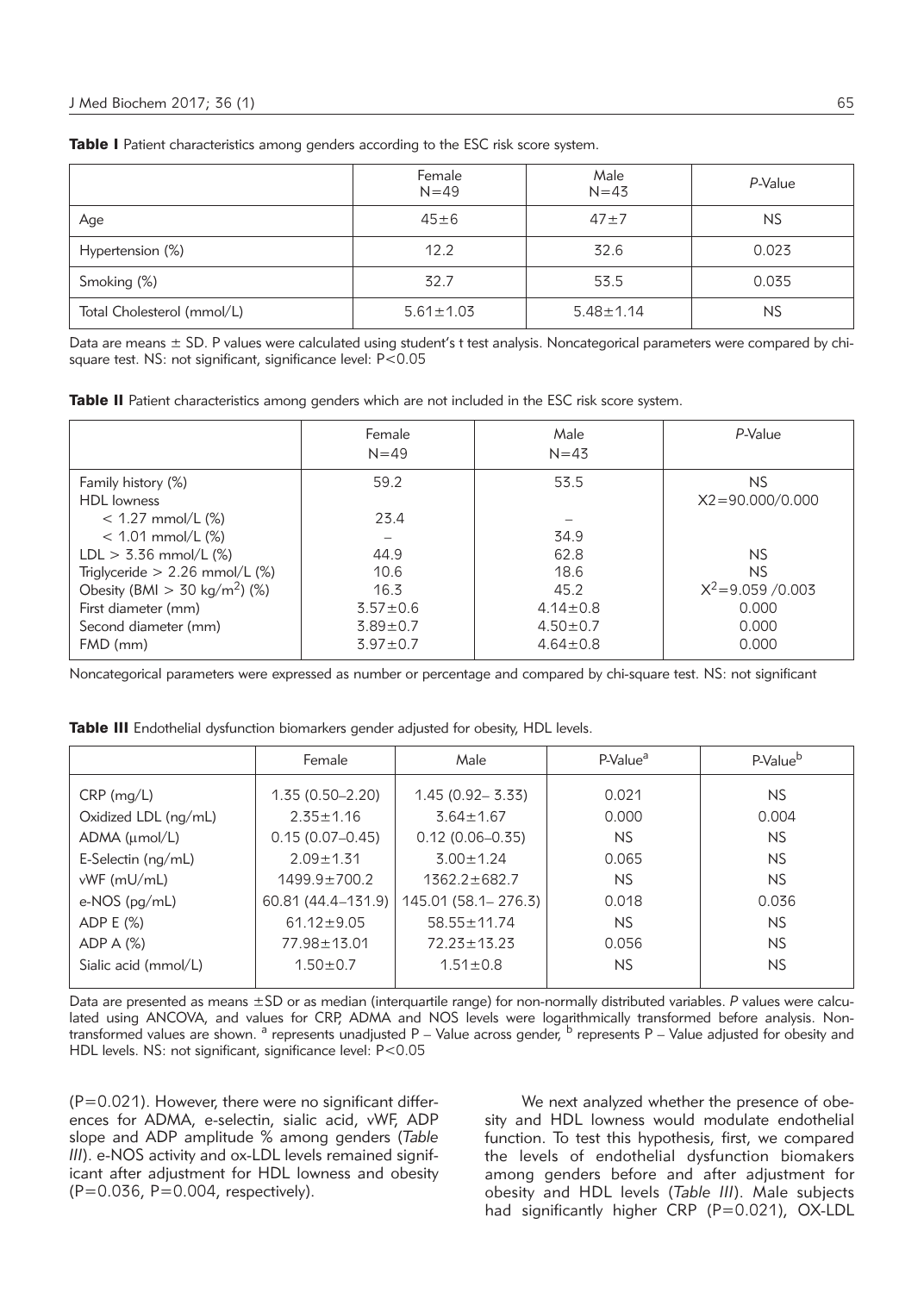**Table I** Patient characteristics among genders according to the ESC risk score system.

| | Female N=49 | Male N=43 | *P*-Value |
|---|---|---|---|
| Age | 45±6 | 47±7 | NS |
| Hypertension (%) | 12.2 | 32.6 | 0.023 |
| Smoking (%) | 32.7 | 53.5 | 0.035 |
| Total Cholesterol (mmol/L) | 5.61±1.03 | 5.48±1.14 | NS |

Data are means ± SD. P values were calculated using student's t test analysis. Noncategorical parameters were compared by chi-square test. NS: not significant, significance level: P<0.05

**Table II** Patient characteristics among genders which are not included in the ESC risk score system.

| | Female N=49 | Male N=43 | *P*-Value |
|---|---|---|---|
| Family history (%) | 59.2 | 53.5 | NS |
| HDL lowness | | | X2=90.000/0.000 |
| < 1.27 mmol/L (%) | 23.4 | – | |
| < 1.01 mmol/L (%) | – | 34.9 | |
| LDL > 3.36 mmol/L (%) | 44.9 | 62.8 | NS |
| Triglyceride > 2.26 mmol/L (%) | 10.6 | 18.6 | NS |
| Obesity (BMI > 30 kg/m$^2$) (%) | 16.3 | 45.2 | $X^2$=9.059 /0.003 |
| First diameter (mm) | 3.57±0.6 | 4.14±0.8 | 0.000 |
| Second diameter (mm) | 3.89±0.7 | 4.50±0.7 | 0.000 |
| FMD (mm) | 3.97±0.7 | 4.64±0.8 | 0.000 |

Noncategorical parameters were expressed as number or percentage and compared by chi-square test. NS: not significant

**Table III** Endothelial dysfunction biomarkers gender adjusted for obesity, HDL levels.

| | Female | Male | P-Value[a] | P-Value[b] |
|---|---|---|---|---|
| CRP (mg/L) | 1.35 (0.50–2.20) | 1.45 (0.92– 3.33) | 0.021 | NS |
| Oxidized LDL (ng/mL) | 2.35±1.16 | 3.64±1.67 | 0.000 | 0.004 |
| ADMA (μmol/L) | 0.15 (0.07–0.45) | 0.12 (0.06–0.35) | NS | NS |
| E-Selectin (ng/mL) | 2.09±1.31 | 3.00±1.24 | 0.065 | NS |
| vWF (mU/mL) | 1499.9±700.2 | 1362.2±682.7 | NS | NS |
| e-NOS (pg/mL) | 60.81 (44.4–131.9) | 145.01 (58.1– 276.3) | 0.018 | 0.036 |
| ADP E (%) | 61.12±9.05 | 58.55±11.74 | NS | NS |
| ADP A (%) | 77.98±13.01 | 72.23±13.23 | 0.056 | NS |
| Sialic acid (mmol/L) | 1.50±0.7 | 1.51±0.8 | NS | NS |

Data are presented as means ±SD or as median (interquartile range) for non-normally distributed variables. *P* values were calculated using ANCOVA, and values for CRP, ADMA and NOS levels were logarithmically transformed before analysis. Non-transformed values are shown. [a] represents unadjusted P – Value across gender, [b] represents P – Value adjusted for obesity and HDL levels. NS: not significant, significance level: P<0.05

(P=0.021). However, there were no significant differences for ADMA, e-selectin, sialic acid, vWF, ADP slope and ADP amplitude % among genders (*Table III*). e-NOS activity and ox-LDL levels remained significant after adjustment for HDL lowness and obesity (P=0.036, P=0.004, respectively).

We next analyzed whether the presence of obesity and HDL lowness would modulate endothelial function. To test this hypothesis, first, we compared the levels of endothelial dysfunction biomakers among genders before and after adjustment for obesity and HDL levels (*Table III*). Male subjects had significantly higher CRP (P=0.021), OX-LDL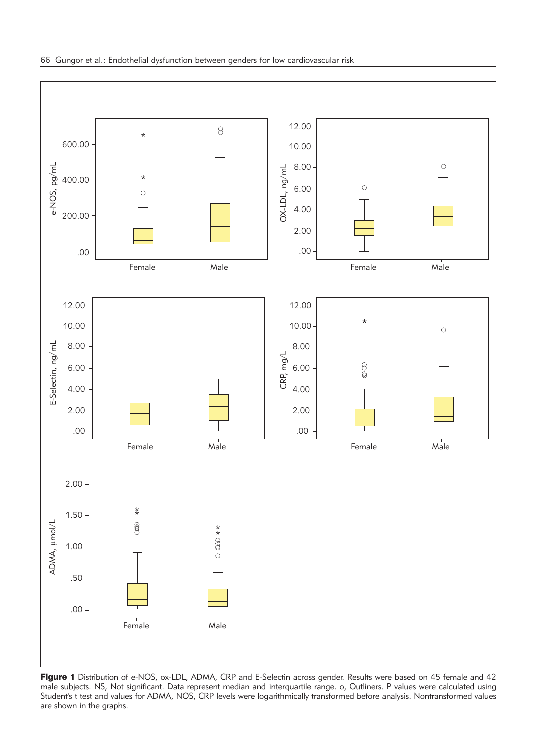**Figure 1** Distribution of e-NOS, ox-LDL, ADMA, CRP and E-Selectin across gender. Results were based on 45 female and 42 male subjects. NS, Not significant. Data represent median and interquartile range. o, Outliners. P values were calculated using Student's t test and values for ADMA, NOS, CRP levels were logarithmically transformed before analysis. Nontransformed values are shown in the graphs.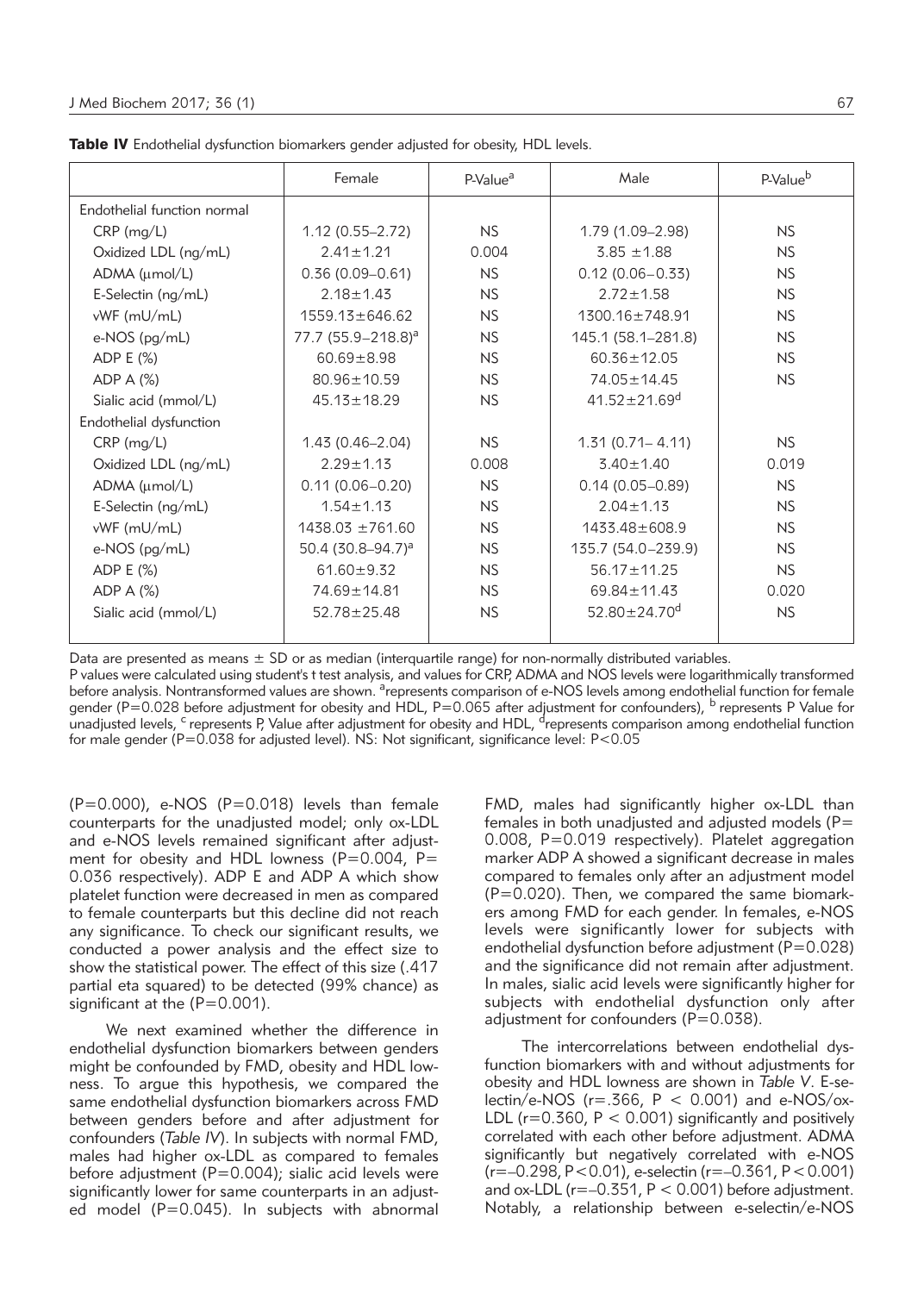**Table IV** Endothelial dysfunction biomarkers gender adjusted for obesity, HDL levels.

| | Female | P-Value[a] | Male | P-Value[b] |
|---|---|---|---|---|
| Endothelial function normal | | | | |
| CRP (mg/L) | 1.12 (0.55–2.72) | NS | 1.79 (1.09–2.98) | NS |
| Oxidized LDL (ng/mL) | 2.41±1.21 | 0.004 | 3.85 ±1.88 | NS |
| ADMA (μmol/L) | 0.36 (0.09–0.61) | NS | 0.12 (0.06–0.33) | NS |
| E-Selectin (ng/mL) | 2.18±1.43 | NS | 2.72±1.58 | NS |
| vWF (mU/mL) | 1559.13±646.62 | NS | 1300.16±748.91 | NS |
| e-NOS (pg/mL) | 77.7 (55.9–218.8)[a] | NS | 145.1 (58.1–281.8) | NS |
| ADP E (%) | 60.69±8.98 | NS | 60.36±12.05 | NS |
| ADP A (%) | 80.96±10.59 | NS | 74.05±14.45 | NS |
| Sialic acid (mmol/L) | 45.13±18.29 | NS | 41.52±21.69[d] | |
| Endothelial dysfunction | | | | |
| CRP (mg/L) | 1.43 (0.46–2.04) | NS | 1.31 (0.71– 4.11) | NS |
| Oxidized LDL (ng/mL) | 2.29±1.13 | 0.008 | 3.40±1.40 | 0.019 |
| ADMA (μmol/L) | 0.11 (0.06–0.20) | NS | 0.14 (0.05–0.89) | NS |
| E-Selectin (ng/mL) | 1.54±1.13 | NS | 2.04±1.13 | NS |
| vWF (mU/mL) | 1438.03 ±761.60 | NS | 1433.48±608.9 | NS |
| e-NOS (pg/mL) | 50.4 (30.8–94.7)[a] | NS | 135.7 (54.0–239.9) | NS |
| ADP E (%) | 61.60±9.32 | NS | 56.17±11.25 | NS |
| ADP A (%) | 74.69±14.81 | NS | 69.84±11.43 | 0.020 |
| Sialic acid (mmol/L) | 52.78±25.48 | NS | 52.80±24.70[d] | NS |

Data are presented as means ± SD or as median (interquartile range) for non-normally distributed variables.
P values were calculated using student's t test analysis, and values for CRP, ADMA and NOS levels were logarithmically transformed before analysis. Nontransformed values are shown. [a]represents comparison of e-NOS levels among endothelial function for female gender (P=0.028 before adjustment for obesity and HDL, P=0.065 after adjustment for confounders), [b] represents P Value for unadjusted levels, [c] represents P, Value after adjustment for obesity and HDL, [d]represents comparison among endothelial function for male gender (P=0.038 for adjusted level). NS: Not significant, significance level: P<0.05

(P=0.000), e-NOS (P=0.018) levels than female counterparts for the unadjusted model; only ox-LDL and e-NOS levels remained significant after adjustment for obesity and HDL lowness (P=0.004, P=0.036 respectively). ADP E and ADP A which show platelet function were decreased in men as compared to female counterparts but this decline did not reach any significance. To check our significant results, we conducted a power analysis and the effect size to show the statistical power. The effect of this size (.417 partial eta squared) to be detected (99% chance) as significant at the (P=0.001).

We next examined whether the difference in endothelial dysfunction biomarkers between genders might be confounded by FMD, obesity and HDL lowness. To argue this hypothesis, we compared the same endothelial dysfunction biomarkers across FMD between genders before and after adjustment for confounders (*Table IV*). In subjects with normal FMD, males had higher ox-LDL as compared to females before adjustment (P=0.004); sialic acid levels were significantly lower for same counterparts in an adjusted model (P=0.045). In subjects with abnormal FMD, males had significantly higher ox-LDL than females in both unadjusted and adjusted models (P=0.008, P=0.019 respectively). Platelet aggregation marker ADP A showed a significant decrease in males compared to females only after an adjustment model (P=0.020). Then, we compared the same biomarkers among FMD for each gender. In females, e-NOS levels were significantly lower for subjects with endothelial dysfunction before adjustment (P=0.028) and the significance did not remain after adjustment. In males, sialic acid levels were significantly higher for subjects with endothelial dysfunction only after adjustment for confounders (P=0.038).

The intercorrelations between endothelial dysfunction biomarkers with and without adjustments for obesity and HDL lowness are shown in *Table V*. E-selectin/e-NOS (r=.366, P < 0.001) and e-NOS/ox-LDL (r=0.360, P < 0.001) significantly and positively correlated with each other before adjustment. ADMA significantly but negatively correlated with e-NOS (r=–0.298, P<0.01), e-selectin (r=–0.361, P<0.001) and ox-LDL (r=–0.351, P < 0.001) before adjustment. Notably, a relationship between e-selectin/e-NOS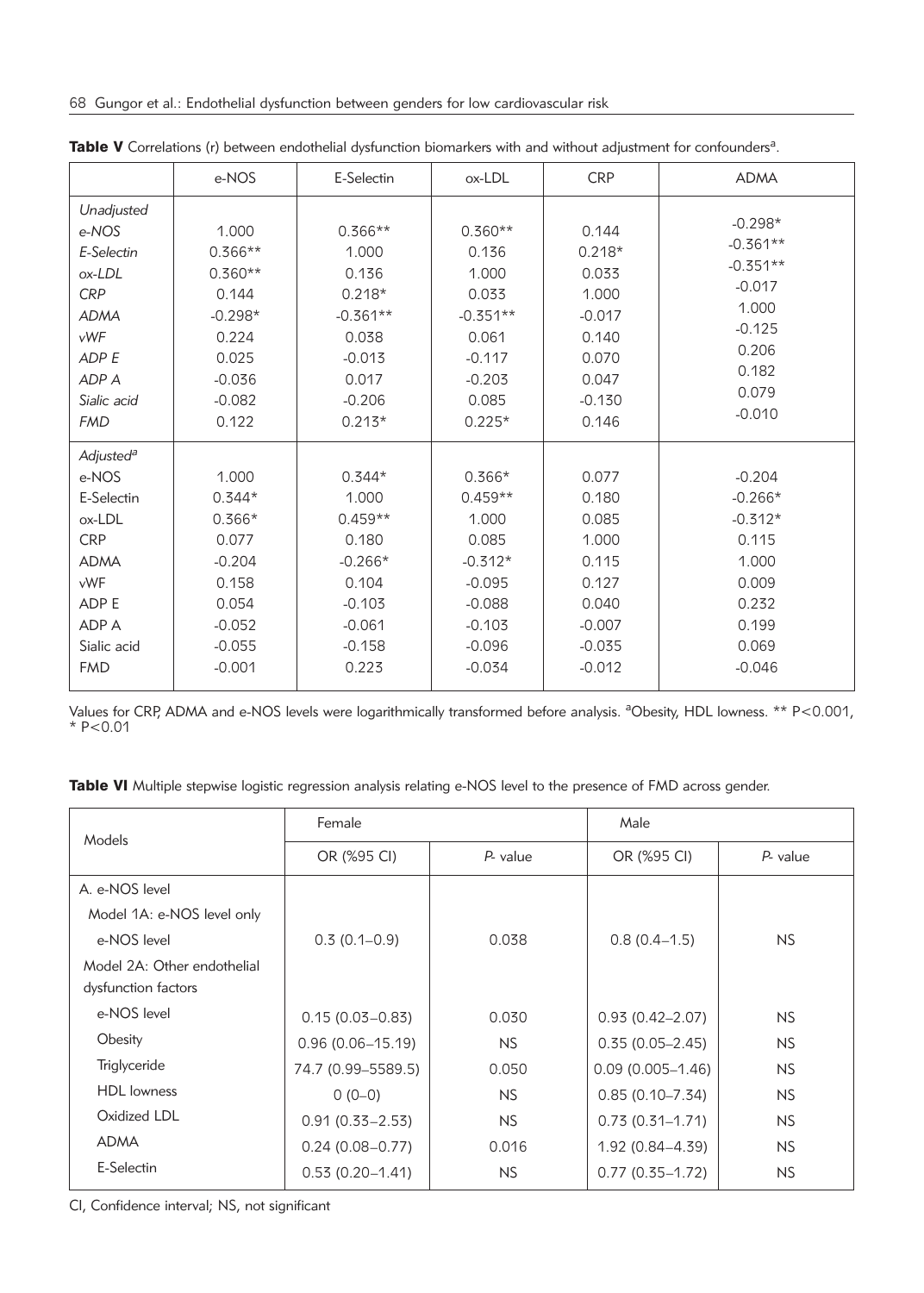**Table V** Correlations (r) between endothelial dysfunction biomarkers with and without adjustment for confounders[a].

| | e-NOS | E-Selectin | ox-LDL | CRP | ADMA |
|---|---|---|---|---|---|
| *Unadjusted* | | | | | |
| *e-NOS* | 1.000 | 0.366** | 0.360** | 0.144 | -0.298* |
| *E-Selectin* | 0.366** | 1.000 | 0.136 | 0.218* | -0.361** |
| *ox-LDL* | 0.360** | 0.136 | 1.000 | 0.033 | -0.351** |
| *CRP* | 0.144 | 0.218* | 0.033 | 1.000 | -0.017 |
| *ADMA* | -0.298* | -0.361** | -0.351** | -0.017 | 1.000 |
| *vWF* | 0.224 | 0.038 | 0.061 | 0.140 | -0.125 |
| *ADP E* | 0.025 | -0.013 | -0.117 | 0.070 | 0.206 |
| *ADP A* | -0.036 | 0.017 | -0.203 | 0.047 | 0.182 |
| *Sialic acid* | -0.082 | -0.206 | 0.085 | -0.130 | 0.079 |
| *FMD* | 0.122 | 0.213* | 0.225* | 0.146 | -0.010 |
| *Adjusted*[a] | | | | | |
| e-NOS | 1.000 | 0.344* | 0.366* | 0.077 | -0.204 |
| E-Selectin | 0.344* | 1.000 | 0.459** | 0.180 | -0.266* |
| ox-LDL | 0.366* | 0.459** | 1.000 | 0.085 | -0.312* |
| CRP | 0.077 | 0.180 | 0.085 | 1.000 | 0.115 |
| ADMA | -0.204 | -0.266* | -0.312* | 0.115 | 1.000 |
| vWF | 0.158 | 0.104 | -0.095 | 0.127 | 0.009 |
| ADP E | 0.054 | -0.103 | -0.088 | 0.040 | 0.232 |
| ADP A | -0.052 | -0.061 | -0.103 | -0.007 | 0.199 |
| Sialic acid | -0.055 | -0.158 | -0.096 | -0.035 | 0.069 |
| FMD | -0.001 | 0.223 | -0.034 | -0.012 | -0.046 |

Values for CRP, ADMA and e-NOS levels were logarithmically transformed before analysis. [a]Obesity, HDL lowness. ** $P<0.001$, * $P<0.01$

**Table VI** Multiple stepwise logistic regression analysis relating e-NOS level to the presence of FMD across gender.

| Models | Female | | Male | |
|---|---|---|---|---|
| | OR (%95 CI) | *P*- value | OR (%95 CI) | *P*- value |
| A. e-NOS level | | | | |
| Model 1A: e-NOS level only | | | | |
| e-NOS level | 0.3 (0.1–0.9) | 0.038 | 0.8 (0.4–1.5) | NS |
| Model 2A: Other endothelial dysfunction factors | | | | |
| e-NOS level | 0.15 (0.03–0.83) | 0.030 | 0.93 (0.42–2.07) | NS |
| Obesity | 0.96 (0.06–15.19) | NS | 0.35 (0.05–2.45) | NS |
| Triglyceride | 74.7 (0.99–5589.5) | 0.050 | 0.09 (0.005–1.46) | NS |
| HDL lowness | 0 (0–0) | NS | 0.85 (0.10–7.34) | NS |
| Oxidized LDL | 0.91 (0.33–2.53) | NS | 0.73 (0.31–1.71) | NS |
| ADMA | 0.24 (0.08–0.77) | 0.016 | 1.92 (0.84–4.39) | NS |
| E-Selectin | 0.53 (0.20–1.41) | NS | 0.77 (0.35–1.72) | NS |

CI, Confidence interval; NS, not significant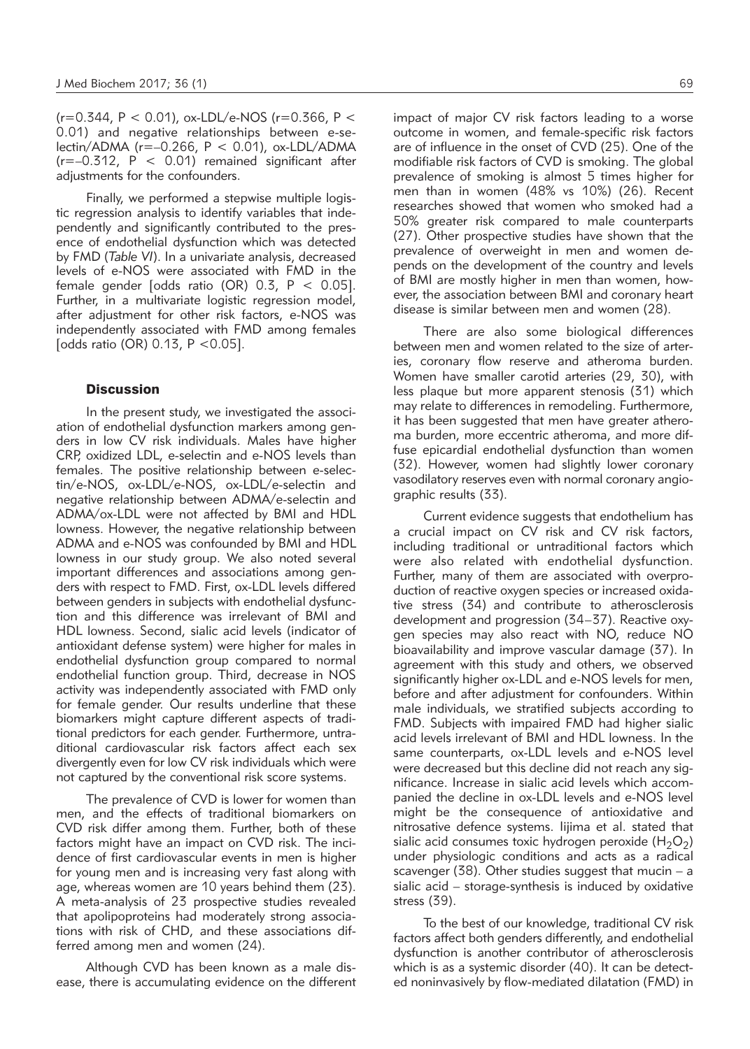(r=0.344, P < 0.01), ox-LDL/e-NOS (r=0.366, P < 0.01) and negative relationships between e-selectin/ADMA (r=–0.266, P < 0.01), ox-LDL/ADMA (r=–0.312, P < 0.01) remained significant after adjustments for the confounders.

Finally, we performed a stepwise multiple logistic regression analysis to identify variables that independently and significantly contributed to the presence of endothelial dysfunction which was detected by FMD (*Table VI*). In a univariate analysis, decreased levels of e-NOS were associated with FMD in the female gender [odds ratio (OR) 0.3, P < 0.05]. Further, in a multivariate logistic regression model, after adjustment for other risk factors, e-NOS was independently associated with FMD among females [odds ratio (OR) 0.13, P <0.05].

## Discussion

In the present study, we investigated the association of endothelial dysfunction markers among genders in low CV risk individuals. Males have higher CRP, oxidized LDL, e-selectin and e-NOS levels than females. The positive relationship between e-selectin/e-NOS, ox-LDL/e-NOS, ox-LDL/e-selectin and negative relationship between ADMA/e-selectin and ADMA/ox-LDL were not affected by BMI and HDL lowness. However, the negative relationship between ADMA and e-NOS was confounded by BMI and HDL lowness in our study group. We also noted several important differences and associations among genders with respect to FMD. First, ox-LDL levels differed between genders in subjects with endothelial dysfunction and this difference was irrelevant of BMI and HDL lowness. Second, sialic acid levels (indicator of antioxidant defense system) were higher for males in endothelial dysfunction group compared to normal endothelial function group. Third, decrease in NOS activity was independently associated with FMD only for female gender. Our results underline that these biomarkers might capture different aspects of traditional predictors for each gender. Furthermore, untraditional cardiovascular risk factors affect each sex divergently even for low CV risk individuals which were not captured by the conventional risk score systems.

The prevalence of CVD is lower for women than men, and the effects of traditional biomarkers on CVD risk differ among them. Further, both of these factors might have an impact on CVD risk. The incidence of first cardiovascular events in men is higher for young men and is increasing very fast along with age, whereas women are 10 years behind them (23). A meta-analysis of 23 prospective studies revealed that apolipoproteins had moderately strong associations with risk of CHD, and these associations differred among men and women (24).

Although CVD has been known as a male disease, there is accumulating evidence on the different impact of major CV risk factors leading to a worse outcome in women, and female-specific risk factors are of influence in the onset of CVD (25). One of the modifiable risk factors of CVD is smoking. The global prevalence of smoking is almost 5 times higher for men than in women (48% vs 10%) (26). Recent researches showed that women who smoked had a 50% greater risk compared to male counterparts (27). Other prospective studies have shown that the prevalence of overweight in men and women depends on the development of the country and levels of BMI are mostly higher in men than women, however, the association between BMI and coronary heart disease is similar between men and women (28).

There are also some biological differences between men and women related to the size of arteries, coronary flow reserve and atheroma burden. Women have smaller carotid arteries (29, 30), with less plaque but more apparent stenosis (31) which may relate to differences in remodeling. Furthermore, it has been suggested that men have greater atheroma burden, more eccentric atheroma, and more diffuse epicardial endothelial dysfunction than women (32). However, women had slightly lower coronary vasodilatory reserves even with normal coronary angiographic results (33).

Current evidence suggests that endothelium has a crucial impact on CV risk and CV risk factors, including traditional or untraditional factors which were also related with endothelial dysfunction. Further, many of them are associated with overproduction of reactive oxygen species or increased oxidative stress (34) and contribute to atherosclerosis development and progression (34–37). Reactive oxygen species may also react with NO, reduce NO bioavailability and improve vascular damage (37). In agreement with this study and others, we observed significantly higher ox-LDL and e-NOS levels for men, before and after adjustment for confounders. Within male individuals, we stratified subjects according to FMD. Subjects with impaired FMD had higher sialic acid levels irrelevant of BMI and HDL lowness. In the same counterparts, ox-LDL levels and e-NOS level were decreased but this decline did not reach any significance. Increase in sialic acid levels which accompanied the decline in ox-LDL levels and e-NOS level might be the consequence of antioxidative and nitrosative defence systems. Iijima et al. stated that sialic acid consumes toxic hydrogen peroxide ($H_2O_2$) under physiologic conditions and acts as a radical scavenger (38). Other studies suggest that mucin – a sialic acid – storage-synthesis is induced by oxidative stress (39).

To the best of our knowledge, traditional CV risk factors affect both genders differently, and endothelial dysfunction is another contributor of atherosclerosis which is as a systemic disorder (40). It can be detected noninvasively by flow-mediated dilatation (FMD) in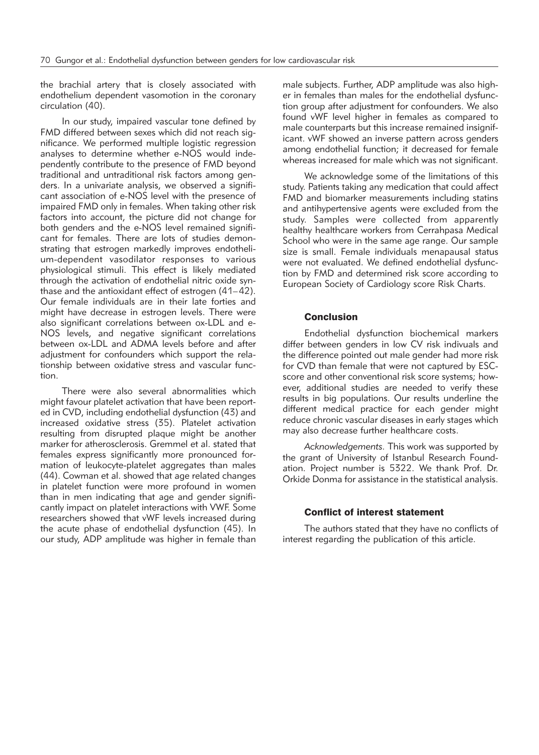the brachial artery that is closely associated with endothelium dependent vasomotion in the coronary circulation (40).

In our study, impaired vascular tone defined by FMD differed between sexes which did not reach significance. We performed multiple logistic regression analyses to determine whether e-NOS would independently contribute to the presence of FMD beyond traditional and untraditional risk factors among genders. In a univariate analysis, we observed a significant association of e-NOS level with the presence of impaired FMD only in females. When taking other risk factors into account, the picture did not change for both genders and the e-NOS level remained significant for females. There are lots of studies demonstrating that estrogen markedly improves endothelium-dependent vasodilator responses to various physiological stimuli. This effect is likely mediated through the activation of endothelial nitric oxide synthase and the antioxidant effect of estrogen (41–42). Our female individuals are in their late forties and might have decrease in estrogen levels. There were also significant correlations between ox-LDL and e-NOS levels, and negative significant correlations between ox-LDL and ADMA levels before and after adjustment for confounders which support the relationship between oxidative stress and vascular function.

There were also several abnormalities which might favour platelet activation that have been reported in CVD, including endothelial dysfunction (43) and increased oxidative stress (35). Platelet activation resulting from disrupted plaque might be another marker for atherosclerosis. Gremmel et al. stated that females express significantly more pronounced formation of leukocyte-platelet aggregates than males (44). Cowman et al. showed that age related changes in platelet function were more profound in women than in men indicating that age and gender significantly impact on platelet interactions with VWF. Some researchers showed that vWF levels increased during the acute phase of endothelial dysfunction (45). In our study, ADP amplitude was higher in female than male subjects. Further, ADP amplitude was also higher in females than males for the endothelial dysfunction group after adjustment for confounders. We also found vWF level higher in females as compared to male counterparts but this increase remained insignificant. vWF showed an inverse pattern across genders among endothelial function; it decreased for female whereas increased for male which was not significant.

We acknowledge some of the limitations of this study. Patients taking any medication that could affect FMD and biomarker measurements including statins and antihypertensive agents were excluded from the study. Samples were collected from apparently healthy healthcare workers from Cerrahpasa Medical School who were in the same age range. Our sample size is small. Female individuals menapausal status were not evaluated. We defined endothelial dysfunction by FMD and determined risk score according to European Society of Cardiology score Risk Charts.

## Conclusion

Endothelial dysfunction biochemical markers differ between genders in low CV risk indivuals and the difference pointed out male gender had more risk for CVD than female that were not captured by ESC-score and other conventional risk score systems; however, additional studies are needed to verify these results in big populations. Our results underline the different medical practice for each gender might reduce chronic vascular diseases in early stages which may also decrease further healthcare costs.

*Acknowledgements.* This work was supported by the grant of University of Istanbul Research Foundation. Project number is 5322. We thank Prof. Dr. Orkide Donma for assistance in the statistical analysis.

## Conflict of interest statement

The authors stated that they have no conflicts of interest regarding the publication of this article.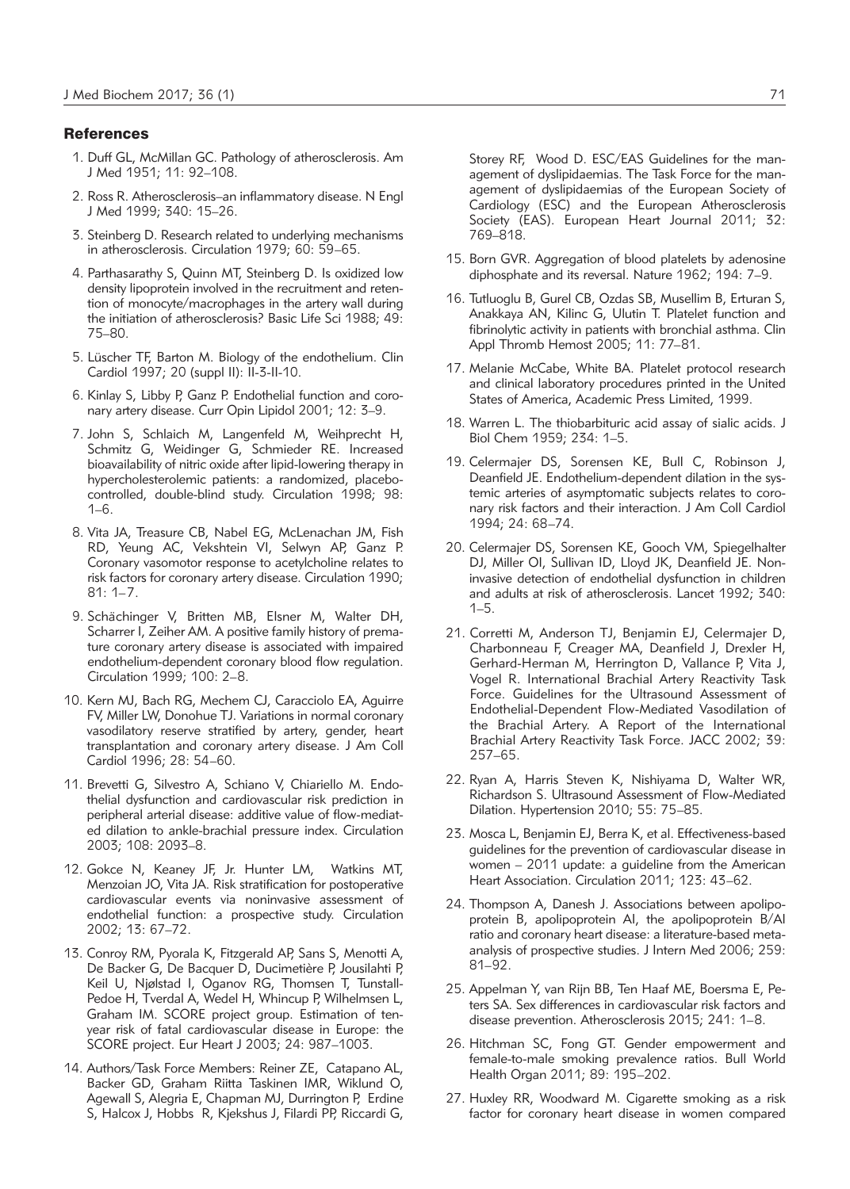## References

1. Duff GL, McMillan GC. Pathology of atherosclerosis. Am J Med 1951; 11: 92–108.
2. Ross R. Atherosclerosis–an inflammatory disease. N Engl J Med 1999; 340: 15–26.
3. Steinberg D. Research related to underlying mechanisms in atherosclerosis. Circulation 1979; 60: 59–65.
4. Parthasarathy S, Quinn MT, Steinberg D. Is oxidized low density lipoprotein involved in the recruitment and retention of monocyte/macrophages in the artery wall during the initiation of atherosclerosis? Basic Life Sci 1988; 49: 75–80.
5. Lüscher TF, Barton M. Biology of the endothelium. Clin Cardiol 1997; 20 (suppl II): II-3-II-10.
6. Kinlay S, Libby P, Ganz P. Endothelial function and coronary artery disease. Curr Opin Lipidol 2001; 12: 3–9.
7. John S, Schlaich M, Langenfeld M, Weihprecht H, Schmitz G, Weidinger G, Schmieder RE. Increased bioavailability of nitric oxide after lipid-lowering therapy in hypercholesterolemic patients: a randomized, placebo-controlled, double-blind study. Circulation 1998; 98: 1–6.
8. Vita JA, Treasure CB, Nabel EG, McLenachan JM, Fish RD, Yeung AC, Vekshtein VI, Selwyn AP, Ganz P. Coronary vasomotor response to acetylcholine relates to risk factors for coronary artery disease. Circulation 1990; 81: 1–7.
9. Schächinger V, Britten MB, Elsner M, Walter DH, Scharrer I, Zeiher AM. A positive family history of premature coronary artery disease is associated with impaired endothelium-dependent coronary blood flow regulation. Circulation 1999; 100: 2–8.
10. Kern MJ, Bach RG, Mechem CJ, Caracciolo EA, Aguirre FV, Miller LW, Donohue TJ. Variations in normal coronary vasodilatory reserve stratified by artery, gender, heart transplantation and coronary artery disease. J Am Coll Cardiol 1996; 28: 54–60.
11. Brevetti G, Silvestro A, Schiano V, Chiariello M. Endothelial dysfunction and cardiovascular risk prediction in peripheral arterial disease: additive value of flow-mediated dilation to ankle-brachial pressure index. Circulation 2003; 108: 2093–8.
12. Gokce N, Keaney JF, Jr. Hunter LM, Watkins MT, Menzoian JO, Vita JA. Risk stratification for postoperative cardiovascular events via noninvasive assessment of endothelial function: a prospective study. Circulation 2002; 13: 67–72.
13. Conroy RM, Pyorala K, Fitzgerald AP, Sans S, Menotti A, De Backer G, De Bacquer D, Ducimetière P, Jousilahti P, Keil U, Njølstad I, Oganov RG, Thomsen T, Tunstall-Pedoe H, Tverdal A, Wedel H, Whincup P, Wilhelmsen L, Graham IM. SCORE project group. Estimation of ten-year risk of fatal cardiovascular disease in Europe: the SCORE project. Eur Heart J 2003; 24: 987–1003.
14. Authors/Task Force Members: Reiner ZE, Catapano AL, Backer GD, Graham Riitta Taskinen IMR, Wiklund O, Agewall S, Alegria E, Chapman MJ, Durrington P, Erdine S, Halcox J, Hobbs R, Kjekshus J, Filardi PP, Riccardi G, Storey RF, Wood D. ESC/EAS Guidelines for the management of dyslipidaemias. The Task Force for the management of dyslipidaemias of the European Society of Cardiology (ESC) and the European Atherosclerosis Society (EAS). European Heart Journal 2011; 32: 769–818.
15. Born GVR. Aggregation of blood platelets by adenosine diphosphate and its reversal. Nature 1962; 194: 7–9.
16. Tutluoglu B, Gurel CB, Ozdas SB, Musellim B, Erturan S, Anakkaya AN, Kilinc G, Ulutin T. Platelet function and fibrinolytic activity in patients with bronchial asthma. Clin Appl Thromb Hemost 2005; 11: 77–81.
17. Melanie McCabe, White BA. Platelet protocol research and clinical laboratory procedures printed in the United States of America, Academic Press Limited, 1999.
18. Warren L. The thiobarbituric acid assay of sialic acids. J Biol Chem 1959; 234: 1–5.
19. Celermajer DS, Sorensen KE, Bull C, Robinson J, Deanfield JE. Endothelium-dependent dilation in the systemic arteries of asymptomatic subjects relates to coronary risk factors and their interaction. J Am Coll Cardiol 1994; 24: 68–74.
20. Celermajer DS, Sorensen KE, Gooch VM, Spiegelhalter DJ, Miller OI, Sullivan ID, Lloyd JK, Deanfield JE. Non-invasive detection of endothelial dysfunction in children and adults at risk of atherosclerosis. Lancet 1992; 340: 1–5.
21. Corretti M, Anderson TJ, Benjamin EJ, Celermajer D, Charbonneau F, Creager MA, Deanfield J, Drexler H, Gerhard-Herman M, Herrington D, Vallance P, Vita J, Vogel R. International Brachial Artery Reactivity Task Force. Guidelines for the Ultrasound Assessment of Endothelial-Dependent Flow-Mediated Vasodilation of the Brachial Artery. A Report of the International Brachial Artery Reactivity Task Force. JACC 2002; 39: 257–65.
22. Ryan A, Harris Steven K, Nishiyama D, Walter WR, Richardson S. Ultrasound Assessment of Flow-Mediated Dilation. Hypertension 2010; 55: 75–85.
23. Mosca L, Benjamin EJ, Berra K, et al. Effectiveness-based guidelines for the prevention of cardiovascular disease in women – 2011 update: a guideline from the American Heart Association. Circulation 2011; 123: 43–62.
24. Thompson A, Danesh J. Associations between apolipoprotein B, apolipoprotein AI, the apolipoprotein B/AI ratio and coronary heart disease: a literature-based meta-analysis of prospective studies. J Intern Med 2006; 259: 81–92.
25. Appelman Y, van Rijn BB, Ten Haaf ME, Boersma E, Peters SA. Sex differences in cardiovascular risk factors and disease prevention. Atherosclerosis 2015; 241: 1–8.
26. Hitchman SC, Fong GT. Gender empowerment and female-to-male smoking prevalence ratios. Bull World Health Organ 2011; 89: 195–202.
27. Huxley RR, Woodward M. Cigarette smoking as a risk factor for coronary heart disease in women compared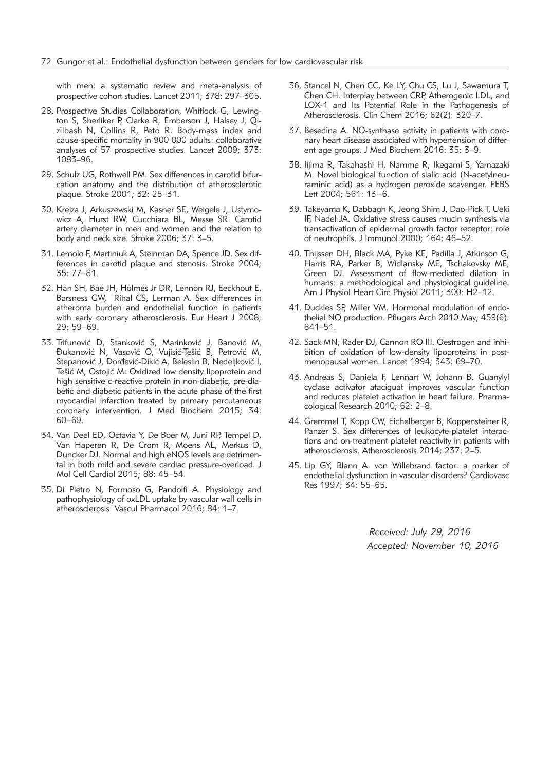with men: a systematic review and meta-analysis of prospective cohort studies. Lancet 2011; 378: 297–305.

28. Prospective Studies Collaboration, Whitlock G, Lewington S, Sherliker P, Clarke R, Emberson J, Halsey J, Qizilbash N, Collins R, Peto R. Body-mass index and cause-specific mortality in 900 000 adults: collaborative analyses of 57 prospective studies. Lancet 2009; 373: 1083–96.

29. Schulz UG, Rothwell PM. Sex differences in carotid bifurcation anatomy and the distribution of atherosclerotic plaque. Stroke 2001; 32: 25–31.

30. Krejza J, Arkuszewski M, Kasner SE, Weigele J, Ustymowicz A, Hurst RW, Cucchiara BL, Messe SR. Carotid artery diameter in men and women and the relation to body and neck size. Stroke 2006; 37: 3–5.

31. Lemolo F, Martiniuk A, Steinman DA, Spence JD. Sex differences in carotid plaque and stenosis. Stroke 2004; 35: 77–81.

32. Han SH, Bae JH, Holmes Jr DR, Lennon RJ, Eeckhout E, Barsness GW, Rihal CS, Lerman A. Sex differences in atheroma burden and endothelial function in patients with early coronary atherosclerosis. Eur Heart J 2008; 29: 59–69.

33. Trifunović D, Stanković S, Marinković J, Banović M, Đukanović N, Vasović O, Vujisić-Tešić B, Petrović M, Stepanović J, Đorđević-Dikić A, Beleslin B, Nedeljković I, Tešić M, Ostojić M: Oxidized low density lipoprotein and high sensitive c-reactive protein in non-diabetic, pre-diabetic and diabetic patients in the acute phase of the first myocardial infarction treated by primary percutaneous coronary intervention. J Med Biochem 2015; 34: 60–69.

34. Van Deel ED, Octavia Y, De Boer M, Juni RP, Tempel D, Van Haperen R, De Crom R, Moens AL, Merkus D, Duncker DJ. Normal and high eNOS levels are detrimental in both mild and severe cardiac pressure-overload. J Mol Cell Cardiol 2015; 88: 45–54.

35. Di Pietro N, Formoso G, Pandolfi A. Physiology and pathophysiology of oxLDL uptake by vascular wall cells in atherosclerosis. Vascul Pharmacol 2016; 84: 1–7.

36. Stancel N, Chen CC, Ke LY, Chu CS, Lu J, Sawamura T, Chen CH. Interplay between CRP, Atherogenic LDL, and LOX-1 and Its Potential Role in the Pathogenesis of Atherosclerosis. Clin Chem 2016; 62(2): 320–7.

37. Besedina A. NO-synthase activity in patients with coronary heart disease associated with hypertension of different age groups. J Med Biochem 2016: 35: 3–9.

38. Iijima R, Takahashi H, Namme R, Ikegami S, Yamazaki M. Novel biological function of sialic acid (N-acetylneuraminic acid) as a hydrogen peroxide scavenger. FEBS Lett 2004; 561: 13–6.

39. Takeyama K, Dabbagh K, Jeong Shim J, Dao-Pick T, Ueki IF, Nadel JA. Oxidative stress causes mucin synthesis via transactivation of epidermal growth factor receptor: role of neutrophils. J Immunol 2000; 164: 46–52.

40. Thijssen DH, Black MA, Pyke KE, Padilla J, Atkinson G, Harris RA, Parker B, Widlansky ME, Tschakovsky ME, Green DJ. Assessment of flow-mediated dilation in humans: a methodological and physiological guideline. Am J Physiol Heart Circ Physiol 2011; 300: H2–12.

41. Duckles SP, Miller VM. Hormonal modulation of endothelial NO production. Pflugers Arch 2010 May; 459(6): 841–51.

42. Sack MN, Rader DJ, Cannon RO III. Oestrogen and inhibition of oxidation of low-density lipoproteins in postmenopausal women. Lancet 1994; 343: 69–70.

43. Andreas S, Daniela F, Lennart W, Johann B. Guanylyl cyclase activator ataciguat improves vascular function and reduces platelet activation in heart failure. Pharmacological Research 2010; 62: 2–8.

44. Gremmel T, Kopp CW, Eichelberger B, Koppensteiner R, Panzer S. Sex differences of leukocyte-platelet interactions and on-treatment platelet reactivity in patients with atherosclerosis. Atherosclerosis 2014; 237: 2–5.

45. Lip GY, Blann A. von Willebrand factor: a marker of endothelial dysfunction in vascular disorders? Cardiovasc Res 1997; 34: 55–65.

*Received: July 29, 2016*
*Accepted: November 10, 2016*